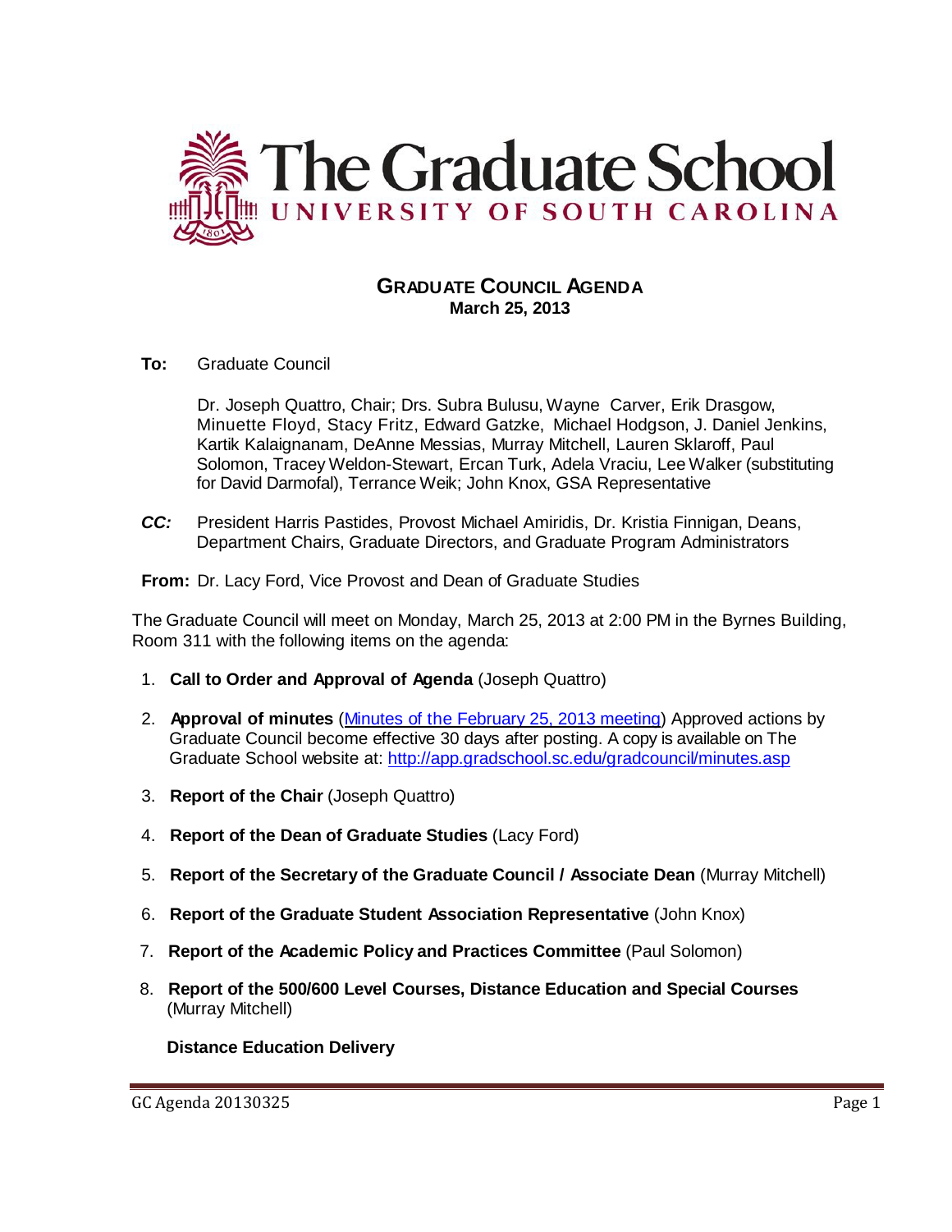# The Graduate School
## UNIVERSITY OF SOUTH CAROLINA

**GRADUATE COUNCIL AGENDA**
**March 25, 2013**

**To:** Graduate Council

Dr. Joseph Quattro, Chair; Drs. Subra Bulusu, Wayne Carver, Erik Drasgow, Minuette Floyd, Stacy Fritz, Edward Gatzke, Michael Hodgson, J. Daniel Jenkins, Kartik Kalaignanam, DeAnne Messias, Murray Mitchell, Lauren Sklaroff, Paul Solomon, Tracey Weldon-Stewart, Ercan Turk, Adela Vraciu, Lee Walker (substituting for David Darmofal), Terrance Weik; John Knox, GSA Representative

***CC:*** President Harris Pastides, Provost Michael Amiridis, Dr. Kristia Finnigan, Deans, Department Chairs, Graduate Directors, and Graduate Program Administrators

**From:** Dr. Lacy Ford, Vice Provost and Dean of Graduate Studies

The Graduate Council will meet on Monday, March 25, 2013 at 2:00 PM in the Byrnes Building, Room 311 with the following items on the agenda:

1. **Call to Order and Approval of Agenda** (Joseph Quattro)
2. **Approval of minutes** (Minutes of the February 25, 2013 meeting) Approved actions by Graduate Council become effective 30 days after posting. A copy is available on The Graduate School website at: http://app.gradschool.sc.edu/gradcouncil/minutes.asp
3. **Report of the Chair** (Joseph Quattro)
4. **Report of the Dean of Graduate Studies** (Lacy Ford)
5. **Report of the Secretary of the Graduate Council / Associate Dean** (Murray Mitchell)
6. **Report of the Graduate Student Association Representative** (John Knox)
7. **Report of the Academic Policy and Practices Committee** (Paul Solomon)
8. **Report of the 500/600 Level Courses, Distance Education and Special Courses** (Murray Mitchell)

**Distance Education Delivery**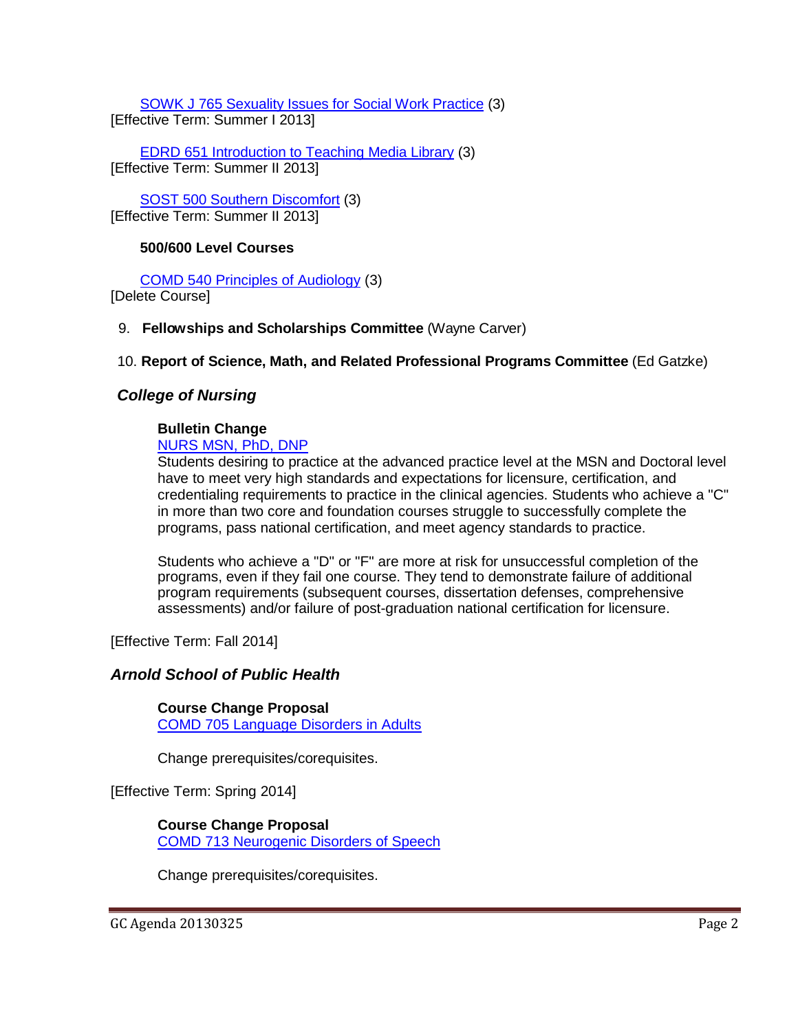SOWK J 765 Sexuality Issues for Social Work Practice (3)
[Effective Term: Summer I 2013]

EDRD 651 Introduction to Teaching Media Library (3)
[Effective Term: Summer II 2013]

SOST 500 Southern Discomfort (3)
[Effective Term: Summer II 2013]

**500/600 Level Courses**

COMD 540 Principles of Audiology (3)
[Delete Course]

9. **Fellowships and Scholarships Committee** (Wayne Carver)

10. **Report of Science, Math, and Related Professional Programs Committee** (Ed Gatzke)

### *College of Nursing*

**Bulletin Change**
NURS MSN, PhD, DNP
Students desiring to practice at the advanced practice level at the MSN and Doctoral level have to meet very high standards and expectations for licensure, certification, and credentialing requirements to practice in the clinical agencies. Students who achieve a "C" in more than two core and foundation courses struggle to successfully complete the programs, pass national certification, and meet agency standards to practice.

Students who achieve a "D" or "F" are more at risk for unsuccessful completion of the programs, even if they fail one course. They tend to demonstrate failure of additional program requirements (subsequent courses, dissertation defenses, comprehensive assessments) and/or failure of post-graduation national certification for licensure.

[Effective Term: Fall 2014]

### *Arnold School of Public Health*

**Course Change Proposal**
COMD 705 Language Disorders in Adults

Change prerequisites/corequisites.

[Effective Term: Spring 2014]

**Course Change Proposal**
COMD 713 Neurogenic Disorders of Speech

Change prerequisites/corequisites.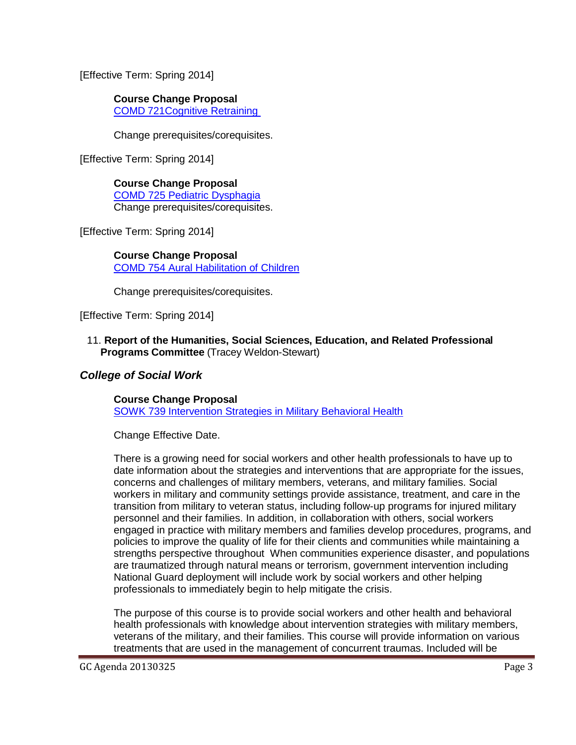[Effective Term: Spring 2014]

**Course Change Proposal**
[COMD 721Cognitive Retraining]

Change prerequisites/corequisites.

[Effective Term: Spring 2014]

**Course Change Proposal**
[COMD 725 Pediatric Dysphagia]
Change prerequisites/corequisites.

[Effective Term: Spring 2014]

**Course Change Proposal**
[COMD 754 Aural Habilitation of Children]

Change prerequisites/corequisites.

[Effective Term: Spring 2014]

11. **Report of the Humanities, Social Sciences, Education, and Related Professional Programs Committee** (Tracey Weldon-Stewart)

### *College of Social Work*

**Course Change Proposal**
[SOWK 739 Intervention Strategies in Military Behavioral Health]

Change Effective Date.

There is a growing need for social workers and other health professionals to have up to date information about the strategies and interventions that are appropriate for the issues, concerns and challenges of military members, veterans, and military families. Social workers in military and community settings provide assistance, treatment, and care in the transition from military to veteran status, including follow-up programs for injured military personnel and their families. In addition, in collaboration with others, social workers engaged in practice with military members and families develop procedures, programs, and policies to improve the quality of life for their clients and communities while maintaining a strengths perspective throughout When communities experience disaster, and populations are traumatized through natural means or terrorism, government intervention including National Guard deployment will include work by social workers and other helping professionals to immediately begin to help mitigate the crisis.

The purpose of this course is to provide social workers and other health and behavioral health professionals with knowledge about intervention strategies with military members, veterans of the military, and their families. This course will provide information on various treatments that are used in the management of concurrent traumas. Included will be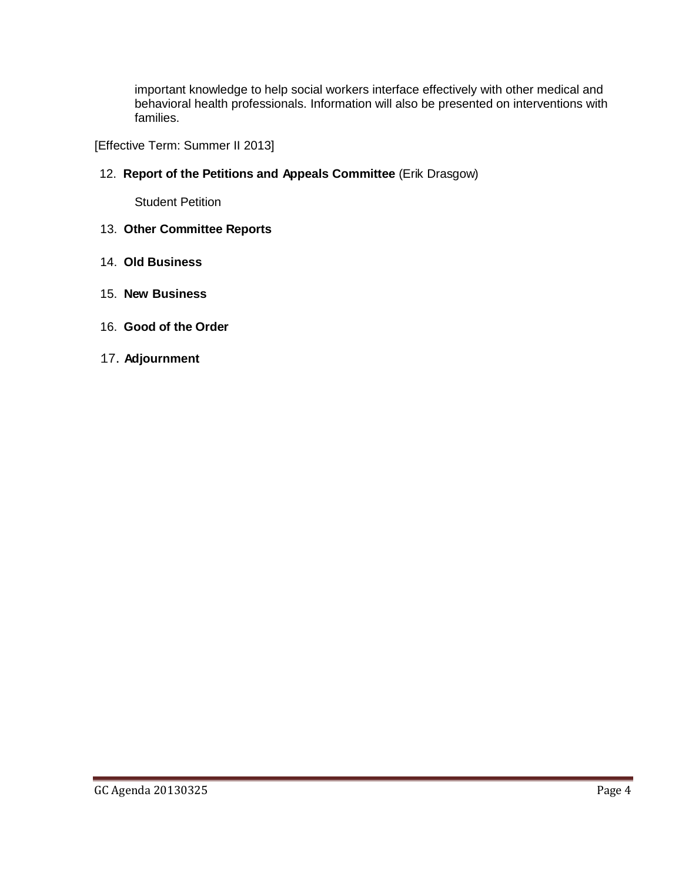important knowledge to help social workers interface effectively with other medical and behavioral health professionals. Information will also be presented on interventions with families.

[Effective Term: Summer II 2013]

12. **Report of the Petitions and Appeals Committee** (Erik Drasgow)

    Student Petition

13. **Other Committee Reports**

14. **Old Business**

15. **New Business**

16. **Good of the Order**

17. **Adjournment**